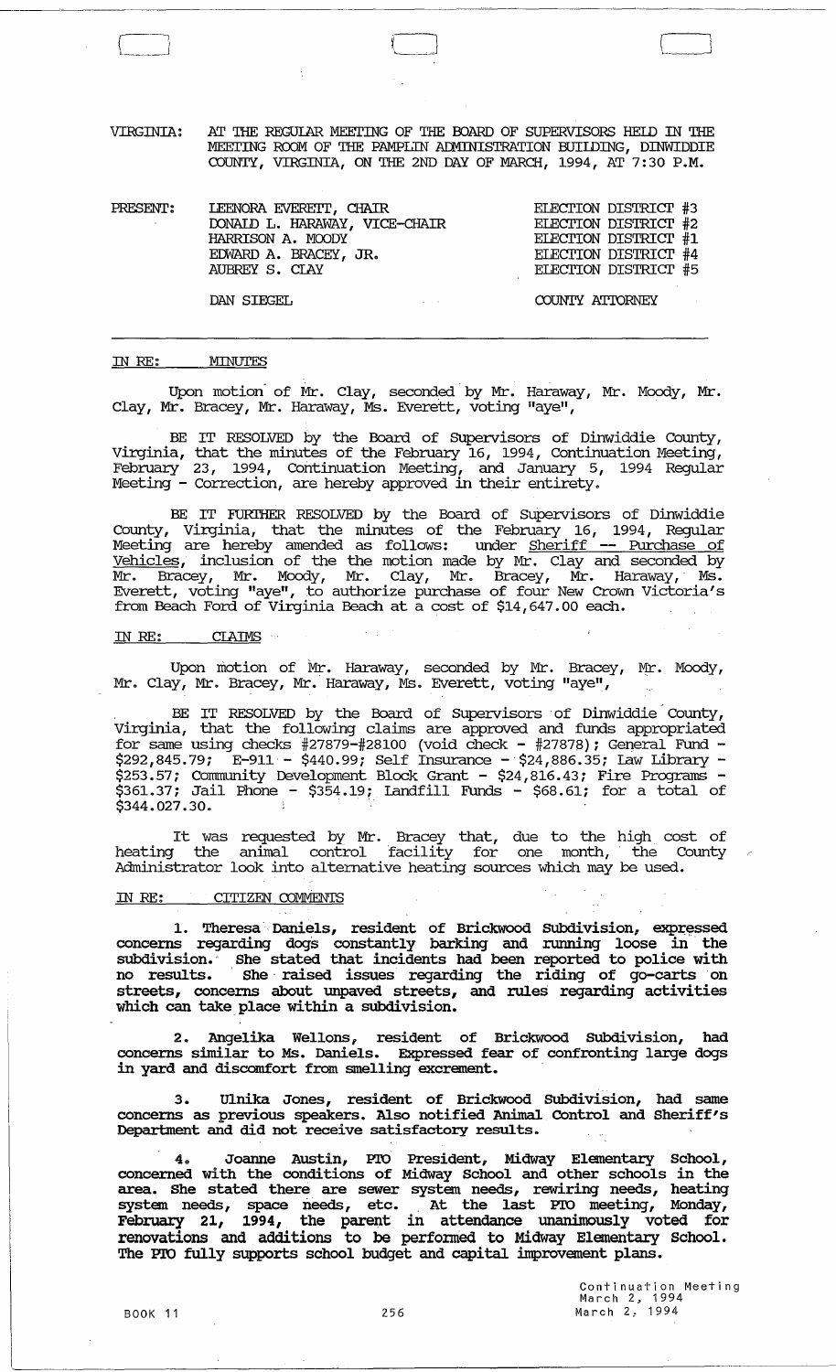VIRGINIA: AT THE REGULAR MEETING OF THE BOARD OF SUPERVISORS HELD IN THE MEETING ROOM OF THE PAMPLIN ADMINISTRATION BUILDING, DINWIDDIE COUNTY, VIRGINIA, ON THE 2ND DAY OF MARCH, 1994, AT 7:30 P.M.

| PRESENT: | | |
|---|---|---|
| | LEENORA EVERETT, CHAIR | ELECTION DISTRICT #3 |
| | DONALD L. HARAWAY, VICE-CHAIR | ELECTION DISTRICT #2 |
| | HARRISON A. MOODY | ELECTION DISTRICT #1 |
| | EDWARD A. BRACEY, JR. | ELECTION DISTRICT #4 |
| | AUBREY S. CLAY | ELECTION DISTRICT #5 |
| | DAN SIEGEL | COUNTY ATTORNEY |

IN RE: MINUTES

Upon motion of Mr. Clay, seconded by Mr. Haraway, Mr. Moody, Mr. Clay, Mr. Bracey, Mr. Haraway, Ms. Everett, voting "aye",

BE IT RESOLVED by the Board of Supervisors of Dinwiddie County, Virginia, that the minutes of the February 16, 1994, Continuation Meeting, February 23, 1994, Continuation Meeting, and January 5, 1994 Regular Meeting - Correction, are hereby approved in their entirety.

BE IT FURTHER RESOLVED by the Board of Supervisors of Dinwiddie County, Virginia, that the minutes of the February 16, 1994, Regular Meeting are hereby amended as follows: under Sheriff -- Purchase of Vehicles, inclusion of the the motion made by Mr. Clay and seconded by Mr. Bracey, Mr. Moody, Mr. Clay, Mr. Bracey, Mr. Haraway, Ms. Everett, voting "aye", to authorize purchase of four New Crown Victoria's from Beach Ford of Virginia Beach at a cost of $14,647.00 each.

IN RE: CLAIMS

Upon motion of Mr. Haraway, seconded by Mr. Bracey, Mr. Moody, Mr. Clay, Mr. Bracey, Mr. Haraway, Ms. Everett, voting "aye",

BE IT RESOLVED by the Board of Supervisors of Dinwiddie County, Virginia, that the following claims are approved and funds appropriated for same using checks #27879-#28100 (void check - #27878); General Fund - $292,845.79; E-911 - $440.99; Self Insurance - $24,886.35; Law Library - $253.57; Community Development Block Grant - $24,816.43; Fire Programs - $361.37; Jail Phone - $354.19; Landfill Funds - $68.61; for a total of $344.027.30.

It was requested by Mr. Bracey that, due to the high cost of heating the animal control facility for one month, the County Administrator look into alternative heating sources which may be used.

IN RE: CITIZEN COMMENTS

1. Theresa Daniels, resident of Brickwood Subdivision, expressed concerns regarding dogs constantly barking and running loose in the subdivision. She stated that incidents had been reported to police with no results. She raised issues regarding the riding of go-carts on streets, concerns about unpaved streets, and rules regarding activities which can take place within a subdivision.

2. Angelika Wellons, resident of Brickwood Subdivision, had concerns similar to Ms. Daniels. Expressed fear of confronting large dogs in yard and discomfort from smelling excrement.

3. Ulnika Jones, resident of Brickwood Subdivision, had same concerns as previous speakers. Also notified Animal Control and Sheriff's Department and did not receive satisfactory results.

4. Joanne Austin, PTO President, Midway Elementary School, concerned with the conditions of Midway School and other schools in the area. She stated there are sewer system needs, rewiring needs, heating system needs, space needs, etc. At the last PTO meeting, Monday, February 21, 1994, the parent in attendance unanimously voted for renovations and additions to be performed to Midway Elementary School. The PTO fully supports school budget and capital improvement plans.

BOOK 11 256 Continuation Meeting March 2, 1994 March 2, 1994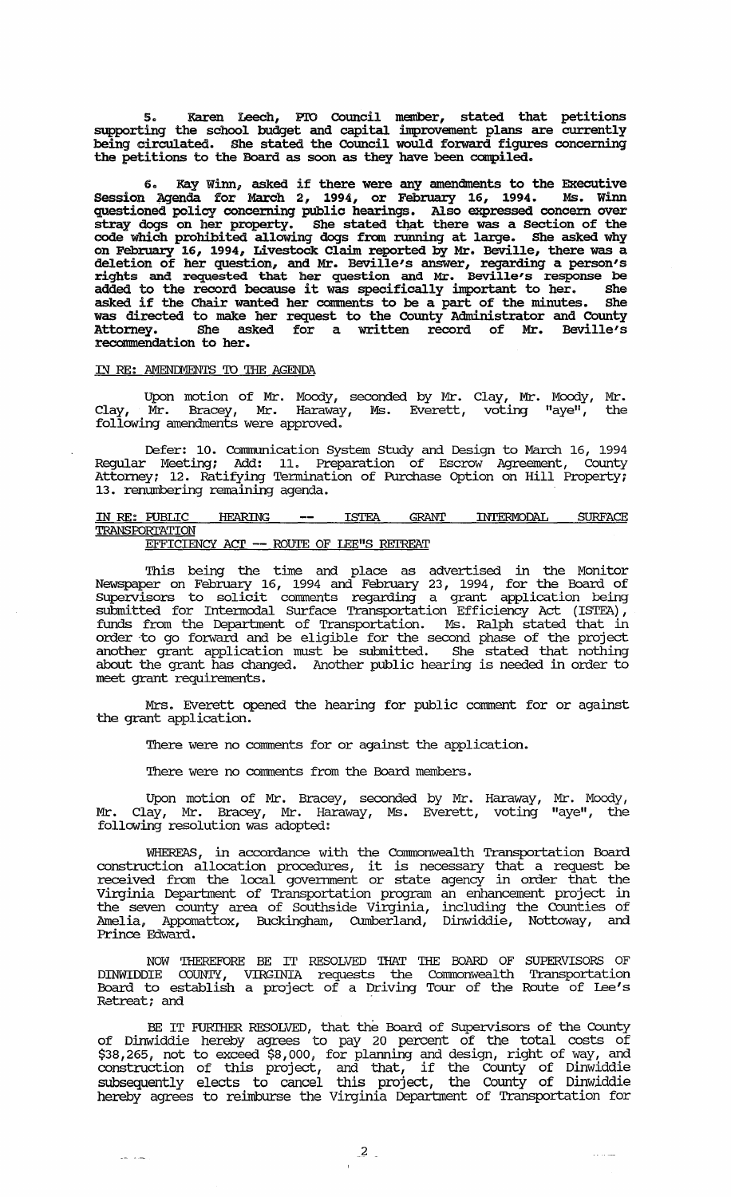5. Karen Leech, PTO Council member, stated that petitions supporting the school budget and capital improvement plans are currently being circulated. She stated the Council would forward figures concerning the petitions to the Board as soon as they have been compiled.

6. Kay Winn, asked if there were any amendments to the Executive Session Agenda for March 2, 1994, or February 16, 1994. Ms. Winn questioned policy concerning public hearings. Also expressed concern over stray dogs on her property. She stated that there was a Section of the code which prohibited allowing dogs from running at large. She asked why on February 16, 1994, Livestock Claim reported by Mr. Beville, there was a deletion of her question, and Mr. Beville's answer, regarding a person's rights and requested that her question and Mr. Beville's response be added to the record because it was specifically important to her. She asked if the Chair wanted her comments to be a part of the minutes. She was directed to make her request to the County Administrator and County Attorney. She asked for a written record of Mr. Beville's recommendation to her.

IN RE: AMENDMENTS TO THE AGENDA

Upon motion of Mr. Moody, seconded by Mr. Clay, Mr. Moody, Mr. Clay, Mr. Bracey, Mr. Haraway, Ms. Everett, voting "aye", the following amendments were approved.

Defer: 10. Communication System Study and Design to March 16, 1994 Regular Meeting; Add: 11. Preparation of Escrow Agreement, County Attorney; 12. Ratifying Termination of Purchase Option on Hill Property; 13. renumbering remaining agenda.

IN RE: PUBLIC HEARING -- ISTEA GRANT INTERMODAL SURFACE TRANSPORTATION EFFICIENCY ACT -- ROUTE OF LEE"S RETREAT

This being the time and place as advertised in the Monitor Newspaper on February 16, 1994 and February 23, 1994, for the Board of Supervisors to solicit comments regarding a grant application being submitted for Intermodal Surface Transportation Efficiency Act (ISTEA), funds from the Department of Transportation. Ms. Ralph stated that in order to go forward and be eligible for the second phase of the project another grant application must be submitted. She stated that nothing about the grant has changed. Another public hearing is needed in order to meet grant requirements.

Mrs. Everett opened the hearing for public comment for or against the grant application.

There were no comments for or against the application.

There were no comments from the Board members.

Upon motion of Mr. Bracey, seconded by Mr. Haraway, Mr. Moody, Mr. Clay, Mr. Bracey, Mr. Haraway, Ms. Everett, voting "aye", the following resolution was adopted:

WHEREAS, in accordance with the Commonwealth Transportation Board construction allocation procedures, it is necessary that a request be received from the local government or state agency in order that the Virginia Department of Transportation program an enhancement project in the seven county area of Southside Virginia, including the Counties of Amelia, Appomattox, Buckingham, Cumberland, Dinwiddie, Nottoway, and Prince Edward.

NOW THEREFORE BE IT RESOLVED THAT THE BOARD OF SUPERVISORS OF DINWIDDIE COUNTY, VIRGINIA requests the Commonwealth Transportation Board to establish a project of a Driving Tour of the Route of Lee's Retreat; and

BE IT FURTHER RESOLVED, that the Board of Supervisors of the County of Dinwiddie hereby agrees to pay 20 percent of the total costs of $38,265, not to exceed $8,000, for planning and design, right of way, and construction of this project, and that, if the County of Dinwiddie subsequently elects to cancel this project, the County of Dinwiddie hereby agrees to reimburse the Virginia Department of Transportation for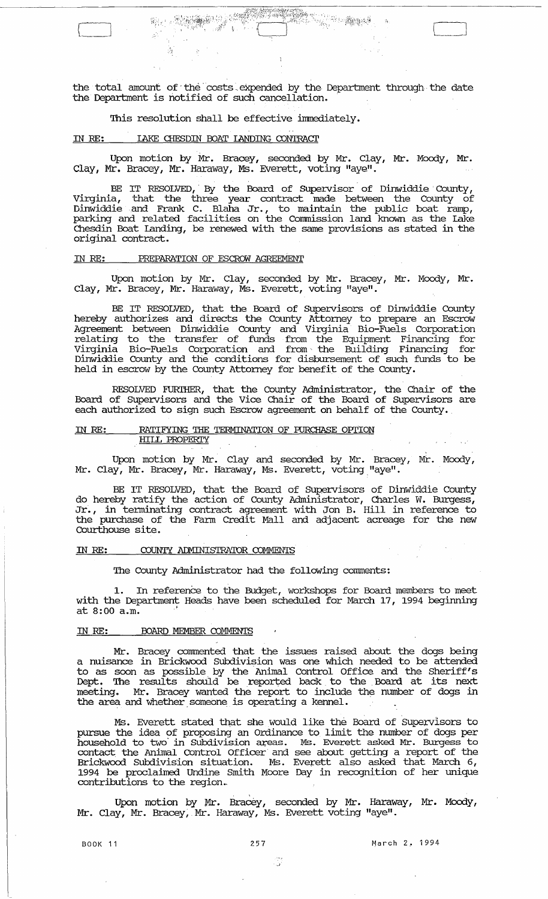the total amount of the costs expended by the Department through the date the Department is notified of such cancellation.

This resolution shall be effective immediately.

IN RE: LAKE CHESDIN BOAT LANDING CONTRACT

Upon motion by Mr. Bracey, seconded by Mr. Clay, Mr. Moody, Mr. Clay, Mr. Bracey, Mr. Haraway, Ms. Everett, voting "aye".

BE IT RESOLVED, By the Board of Supervisor of Dinwiddie County, Virginia, that the three year contract made between the County of Dinwiddie and Frank C. Blaha Jr., to maintain the public boat ramp, parking and related facilities on the Commission land known as the Lake Chesdin Boat Landing, be renewed with the same provisions as stated in the original contract.

IN RE: PREPARATION OF ESCROW AGREEMENT

Upon motion by Mr. Clay, seconded by Mr. Bracey, Mr. Moody, Mr. Clay, Mr. Bracey, Mr. Haraway, Ms. Everett, voting "aye".

BE IT RESOLVED, that the Board of Supervisors of Dinwiddie County hereby authorizes and directs the County Attorney to prepare an Escrow Agreement between Dinwiddie County and Virginia Bio-Fuels Corporation relating to the transfer of funds from the Equipment Financing for Virginia Bio-Fuels Corporation and from the Building Financing for Dinwiddie County and the conditions for disbursement of such funds to be held in escrow by the County Attorney for benefit of the County.

RESOLVED FURTHER, that the County Administrator, the Chair of the Board of Supervisors and the Vice Chair of the Board of Supervisors are each authorized to sign such Escrow agreement on behalf of the County.

IN RE: RATIFYING THE TERMINATION OF PURCHASE OPTION HILL PROPERTY

Upon motion by Mr. Clay and seconded by Mr. Bracey, Mr. Moody, Mr. Clay, Mr. Bracey, Mr. Haraway, Ms. Everett, voting "aye".

BE IT RESOLVED, that the Board of Supervisors of Dinwiddie County do hereby ratify the action of County Administrator, Charles W. Burgess, Jr., in terminating contract agreement with Jon B. Hill in reference to the purchase of the Farm Credit Mall and adjacent acreage for the new Courthouse site.

IN RE: COUNTY ADMINISTRATOR COMMENTS

The County Administrator had the following comments:

1. In reference to the Budget, workshops for Board members to meet with the Department Heads have been scheduled for March 17, 1994 beginning at 8:00 a.m.

IN RE: BOARD MEMBER COMMENTS

Mr. Bracey commented that the issues raised about the dogs being a nuisance in Brickwood Subdivision was one which needed to be attended to as soon as possible by the Animal Control Office and the Sheriff's Dept. The results should be reported back to the Board at its next meeting. Mr. Bracey wanted the report to include the number of dogs in the area and whether someone is operating a kennel.

Ms. Everett stated that she would like the Board of Supervisors to pursue the idea of proposing an Ordinance to limit the number of dogs per household to two in Subdivision areas. Ms. Everett asked Mr. Burgess to contact the Animal Control Officer and see about getting a report of the Brickwood Subdivision situation. Ms. Everett also asked that March 6, 1994 be proclaimed Undine Smith Moore Day in recognition of her unique contributions to the region.

Upon motion by Mr. Bracey, seconded by Mr. Haraway, Mr. Moody, Mr. Clay, Mr. Bracey, Mr. Haraway, Ms. Everett voting "aye".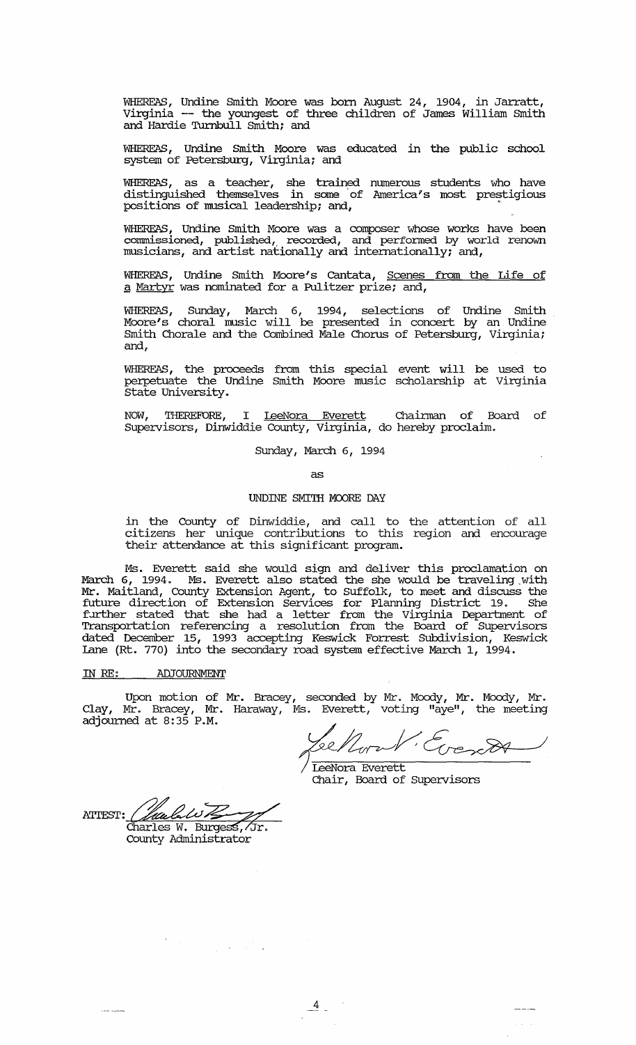WHEREAS, Undine Smith Moore was born August 24, 1904, in Jarratt, Virginia -- the youngest of three children of James William Smith and Hardie Turnbull Smith; and

WHEREAS, Undine Smith Moore was educated in the public school system of Petersburg, Virginia; and

WHEREAS, as a teacher, she trained numerous students who have distinguished themselves in some of America's most prestigious positions of musical leadership; and,

WHEREAS, Undine Smith Moore was a composer whose works have been commissioned, published, recorded, and performed by world renown musicians, and artist nationally and internationally; and,

WHEREAS, Undine Smith Moore's Cantata, Scenes from the Life of a Martyr was nominated for a Pulitzer prize; and,

WHEREAS, Sunday, March 6, 1994, selections of Undine Smith Moore's choral music will be presented in concert by an Undine Smith Chorale and the Combined Male Chorus of Petersburg, Virginia; and,

WHEREAS, the proceeds from this special event will be used to perpetuate the Undine Smith Moore music scholarship at Virginia State University.

NOW, THEREFORE, I LeeNora Everett Chairman of Board of Supervisors, Dinwiddie County, Virginia, do hereby proclaim.

Sunday, March 6, 1994

as

UNDINE SMITH MOORE DAY

in the County of Dinwiddie, and call to the attention of all citizens her unique contributions to this region and encourage their attendance at this significant program.

Ms. Everett said she would sign and deliver this proclamation on March 6, 1994. Ms. Everett also stated the she would be traveling with Mr. Maitland, County Extension Agent, to Suffolk, to meet and discuss the future direction of Extension Services for Planning District 19. She further stated that she had a letter from the Virginia Department of Transportation referencing a resolution from the Board of Supervisors dated December 15, 1993 accepting Keswick Forrest Subdivision, Keswick Lane (Rt. 770) into the secondary road system effective March 1, 1994.

IN RE: ADJOURNMENT

Upon motion of Mr. Bracey, seconded by Mr. Moody, Mr. Moody, Mr. Clay, Mr. Bracey, Mr. Haraway, Ms. Everett, voting "aye", the meeting adjourned at 8:35 P.M.

LeeNora Everett
Chair, Board of Supervisors

ATTEST: Charles W. Burgess, Jr.
County Administrator